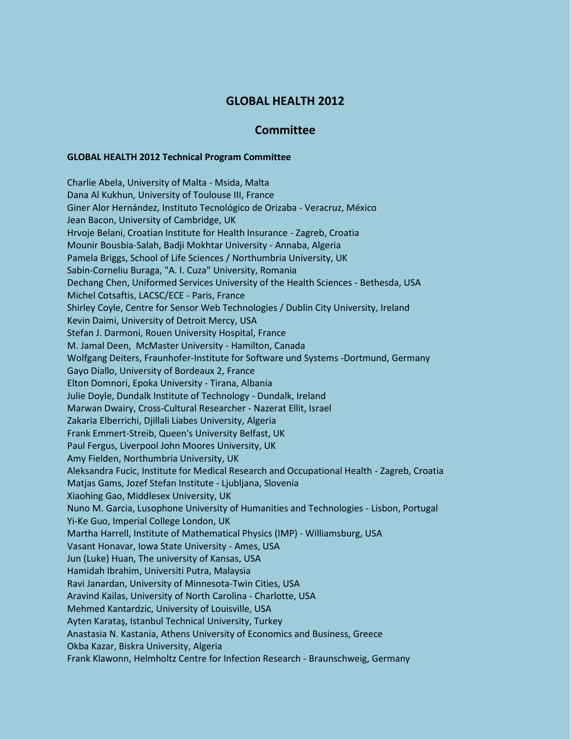# GLOBAL HEALTH 2012

## Committee

### GLOBAL HEALTH 2012 Technical Program Committee

Charlie Abela, University of Malta - Msida, Malta
Dana Al Kukhun, University of Toulouse III, France
Giner Alor Hernández, Instituto Tecnológico de Orizaba - Veracruz, México
Jean Bacon, University of Cambridge, UK
Hrvoje Belani, Croatian Institute for Health Insurance - Zagreb, Croatia
Mounir Bousbia-Salah, Badji Mokhtar University - Annaba, Algeria
Pamela Briggs, School of Life Sciences / Northumbria University, UK
Sabin-Corneliu Buraga, "A. I. Cuza" University, Romania
Dechang Chen, Uniformed Services University of the Health Sciences - Bethesda, USA
Michel Cotsaftis, LACSC/ECE - Paris, France
Shirley Coyle, Centre for Sensor Web Technologies / Dublin City University, Ireland
Kevin Daimi, University of Detroit Mercy, USA
Stefan J. Darmoni, Rouen University Hospital, France
M. Jamal Deen, McMaster University - Hamilton, Canada
Wolfgang Deiters, Fraunhofer-Institute for Software und Systems -Dortmund, Germany
Gayo Diallo, University of Bordeaux 2, France
Elton Domnori, Epoka University - Tirana, Albania
Julie Doyle, Dundalk Institute of Technology - Dundalk, Ireland
Marwan Dwairy, Cross-Cultural Researcher - Nazerat Ellit, Israel
Zakaria Elberrichi, Djillali Liabes University, Algeria
Frank Emmert-Streib, Queen's University Belfast, UK
Paul Fergus, Liverpool John Moores University, UK
Amy Fielden, Northumbria University, UK
Aleksandra Fucic, Institute for Medical Research and Occupational Health - Zagreb, Croatia
Matjas Gams, Jozef Stefan Institute - Ljubljana, Slovenia
Xiaohing Gao, Middlesex University, UK
Nuno M. Garcia, Lusophone University of Humanities and Technologies - Lisbon, Portugal
Yi-Ke Guo, Imperial College London, UK
Martha Harrell, Institute of Mathematical Physics (IMP) - Williamsburg, USA
Vasant Honavar, Iowa State University - Ames, USA
Jun (Luke) Huan, The university of Kansas, USA
Hamidah Ibrahim, Universiti Putra, Malaysia
Ravi Janardan, University of Minnesota-Twin Cities, USA
Aravind Kailas, University of North Carolina - Charlotte, USA
Mehmed Kantardzic, University of Louisville, USA
Ayten Karataş, Istanbul Technical University, Turkey
Anastasia N. Kastania, Athens University of Economics and Business, Greece
Okba Kazar, Biskra University, Algeria
Frank Klawonn, Helmholtz Centre for Infection Research - Braunschweig, Germany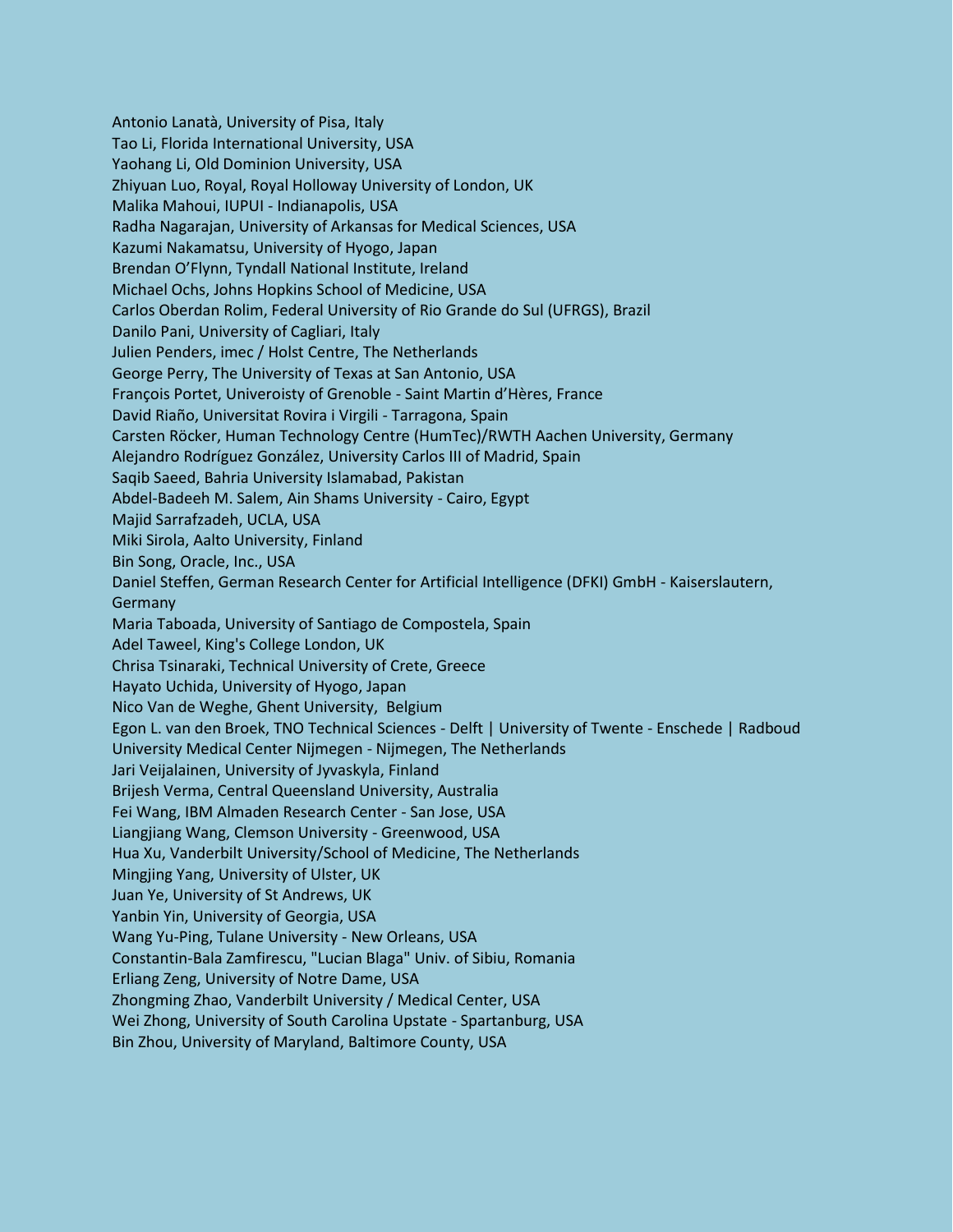Antonio Lanatà, University of Pisa, Italy
Tao Li, Florida International University, USA
Yaohang Li, Old Dominion University, USA
Zhiyuan Luo, Royal, Royal Holloway University of London, UK
Malika Mahoui, IUPUI - Indianapolis, USA
Radha Nagarajan, University of Arkansas for Medical Sciences, USA
Kazumi Nakamatsu, University of Hyogo, Japan
Brendan O'Flynn, Tyndall National Institute, Ireland
Michael Ochs, Johns Hopkins School of Medicine, USA
Carlos Oberdan Rolim, Federal University of Rio Grande do Sul (UFRGS), Brazil
Danilo Pani, University of Cagliari, Italy
Julien Penders, imec / Holst Centre, The Netherlands
George Perry, The University of Texas at San Antonio, USA
François Portet, Univeroisty of Grenoble - Saint Martin d'Hères, France
David Riaño, Universitat Rovira i Virgili - Tarragona, Spain
Carsten Röcker, Human Technology Centre (HumTec)/RWTH Aachen University, Germany
Alejandro Rodríguez González, University Carlos III of Madrid, Spain
Saqib Saeed, Bahria University Islamabad, Pakistan
Abdel-Badeeh M. Salem, Ain Shams University - Cairo, Egypt
Majid Sarrafzadeh, UCLA, USA
Miki Sirola, Aalto University, Finland
Bin Song, Oracle, Inc., USA
Daniel Steffen, German Research Center for Artificial Intelligence (DFKI) GmbH - Kaiserslautern, Germany
Maria Taboada, University of Santiago de Compostela, Spain
Adel Taweel, King's College London, UK
Chrisa Tsinaraki, Technical University of Crete, Greece
Hayato Uchida, University of Hyogo, Japan
Nico Van de Weghe, Ghent University, Belgium
Egon L. van den Broek, TNO Technical Sciences - Delft | University of Twente - Enschede | Radboud University Medical Center Nijmegen - Nijmegen, The Netherlands
Jari Veijalainen, University of Jyvaskyla, Finland
Brijesh Verma, Central Queensland University, Australia
Fei Wang, IBM Almaden Research Center - San Jose, USA
Liangjiang Wang, Clemson University - Greenwood, USA
Hua Xu, Vanderbilt University/School of Medicine, The Netherlands
Mingjing Yang, University of Ulster, UK
Juan Ye, University of St Andrews, UK
Yanbin Yin, University of Georgia, USA
Wang Yu-Ping, Tulane University - New Orleans, USA
Constantin-Bala Zamfirescu, "Lucian Blaga" Univ. of Sibiu, Romania
Erliang Zeng, University of Notre Dame, USA
Zhongming Zhao, Vanderbilt University / Medical Center, USA
Wei Zhong, University of South Carolina Upstate - Spartanburg, USA
Bin Zhou, University of Maryland, Baltimore County, USA